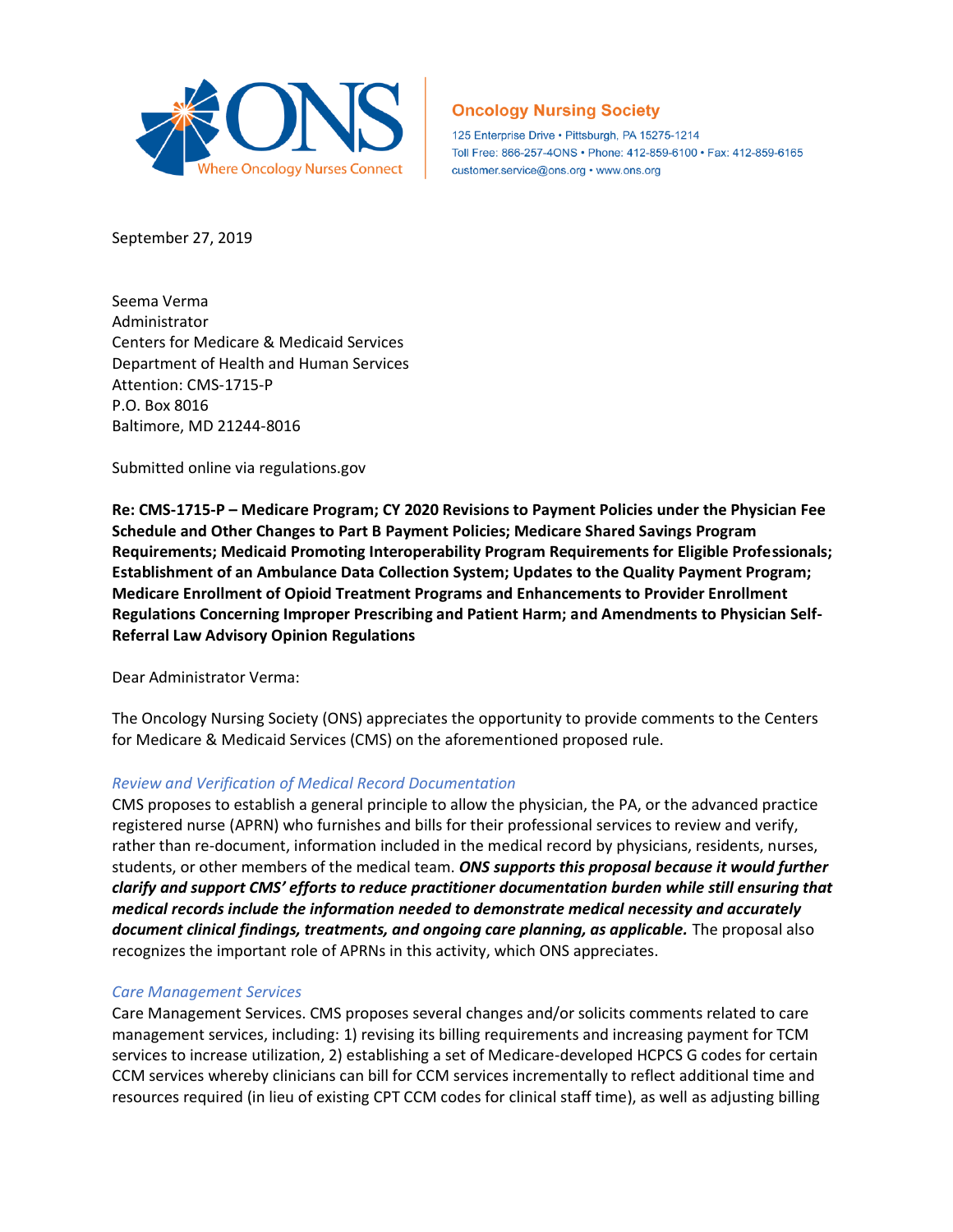**Oncology Nursing Society**

125 Enterprise Drive • Pittsburgh, PA 15275-1214
Toll Free: 866-257-4ONS • Phone: 412-859-6100 • Fax: 412-859-6165
customer.service@ons.org • www.ons.org

September 27, 2019

Seema Verma
Administrator
Centers for Medicare & Medicaid Services
Department of Health and Human Services
Attention: CMS-1715-P
P.O. Box 8016
Baltimore, MD 21244-8016

Submitted online via regulations.gov

**Re: CMS-1715-P – Medicare Program; CY 2020 Revisions to Payment Policies under the Physician Fee Schedule and Other Changes to Part B Payment Policies; Medicare Shared Savings Program Requirements; Medicaid Promoting Interoperability Program Requirements for Eligible Professionals; Establishment of an Ambulance Data Collection System; Updates to the Quality Payment Program; Medicare Enrollment of Opioid Treatment Programs and Enhancements to Provider Enrollment Regulations Concerning Improper Prescribing and Patient Harm; and Amendments to Physician Self-Referral Law Advisory Opinion Regulations**

Dear Administrator Verma:

The Oncology Nursing Society (ONS) appreciates the opportunity to provide comments to the Centers for Medicare & Medicaid Services (CMS) on the aforementioned proposed rule.

*Review and Verification of Medical Record Documentation*

CMS proposes to establish a general principle to allow the physician, the PA, or the advanced practice registered nurse (APRN) who furnishes and bills for their professional services to review and verify, rather than re-document, information included in the medical record by physicians, residents, nurses, students, or other members of the medical team. ***ONS supports this proposal because it would further clarify and support CMS' efforts to reduce practitioner documentation burden while still ensuring that medical records include the information needed to demonstrate medical necessity and accurately document clinical findings, treatments, and ongoing care planning, as applicable.*** The proposal also recognizes the important role of APRNs in this activity, which ONS appreciates.

*Care Management Services*

Care Management Services. CMS proposes several changes and/or solicits comments related to care management services, including: 1) revising its billing requirements and increasing payment for TCM services to increase utilization, 2) establishing a set of Medicare-developed HCPCS G codes for certain CCM services whereby clinicians can bill for CCM services incrementally to reflect additional time and resources required (in lieu of existing CPT CCM codes for clinical staff time), as well as adjusting billing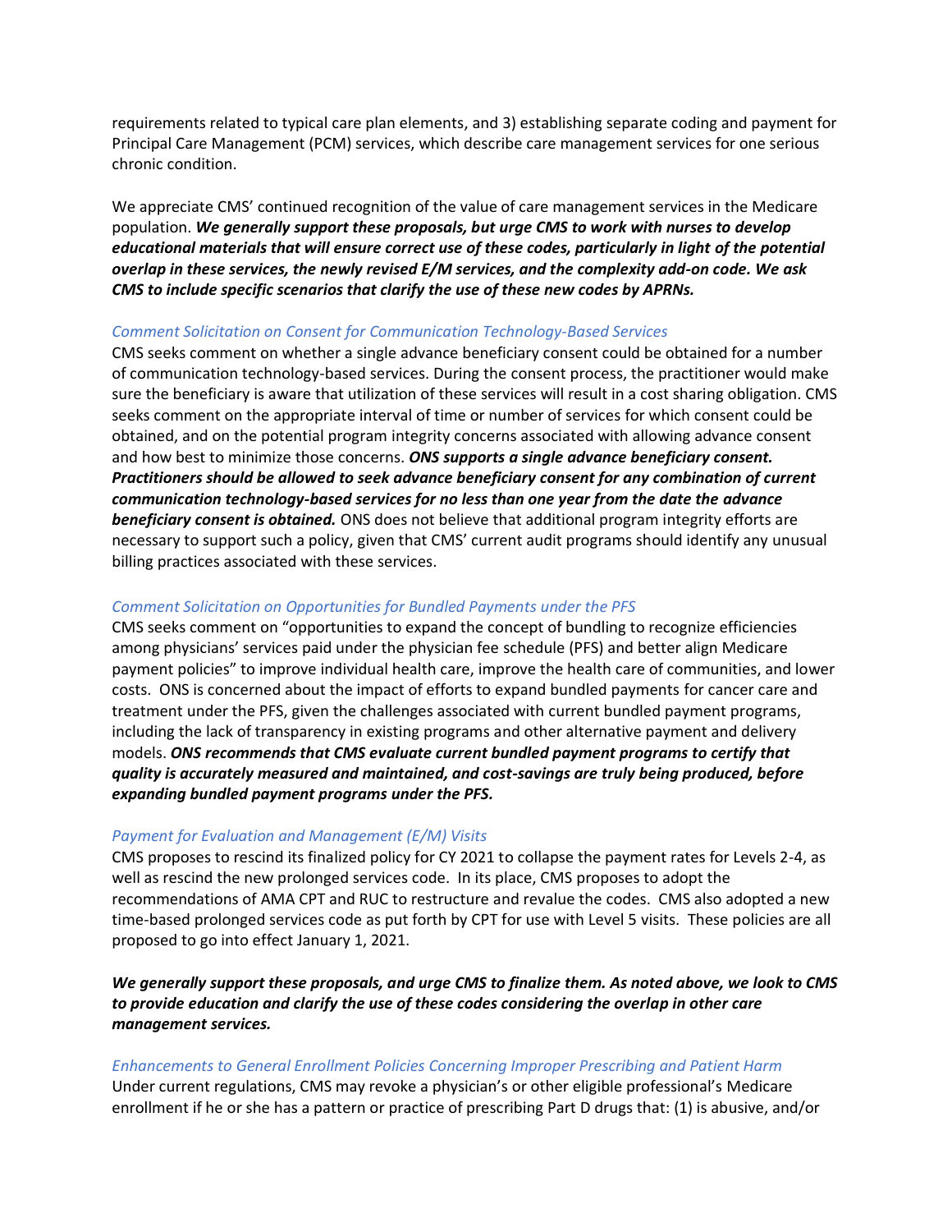requirements related to typical care plan elements, and 3) establishing separate coding and payment for Principal Care Management (PCM) services, which describe care management services for one serious chronic condition.

We appreciate CMS' continued recognition of the value of care management services in the Medicare population. ***We generally support these proposals, but urge CMS to work with nurses to develop educational materials that will ensure correct use of these codes, particularly in light of the potential overlap in these services, the newly revised E/M services, and the complexity add-on code. We ask CMS to include specific scenarios that clarify the use of these new codes by APRNs.***

### *Comment Solicitation on Consent for Communication Technology-Based Services*

CMS seeks comment on whether a single advance beneficiary consent could be obtained for a number of communication technology-based services. During the consent process, the practitioner would make sure the beneficiary is aware that utilization of these services will result in a cost sharing obligation. CMS seeks comment on the appropriate interval of time or number of services for which consent could be obtained, and on the potential program integrity concerns associated with allowing advance consent and how best to minimize those concerns. ***ONS supports a single advance beneficiary consent. Practitioners should be allowed to seek advance beneficiary consent for any combination of current communication technology-based services for no less than one year from the date the advance beneficiary consent is obtained.*** ONS does not believe that additional program integrity efforts are necessary to support such a policy, given that CMS' current audit programs should identify any unusual billing practices associated with these services.

### *Comment Solicitation on Opportunities for Bundled Payments under the PFS*

CMS seeks comment on "opportunities to expand the concept of bundling to recognize efficiencies among physicians' services paid under the physician fee schedule (PFS) and better align Medicare payment policies" to improve individual health care, improve the health care of communities, and lower costs. ONS is concerned about the impact of efforts to expand bundled payments for cancer care and treatment under the PFS, given the challenges associated with current bundled payment programs, including the lack of transparency in existing programs and other alternative payment and delivery models. ***ONS recommends that CMS evaluate current bundled payment programs to certify that quality is accurately measured and maintained, and cost-savings are truly being produced, before expanding bundled payment programs under the PFS.***

### *Payment for Evaluation and Management (E/M) Visits*

CMS proposes to rescind its finalized policy for CY 2021 to collapse the payment rates for Levels 2-4, as well as rescind the new prolonged services code. In its place, CMS proposes to adopt the recommendations of AMA CPT and RUC to restructure and revalue the codes. CMS also adopted a new time-based prolonged services code as put forth by CPT for use with Level 5 visits. These policies are all proposed to go into effect January 1, 2021.

***We generally support these proposals, and urge CMS to finalize them. As noted above, we look to CMS to provide education and clarify the use of these codes considering the overlap in other care management services.***

### *Enhancements to General Enrollment Policies Concerning Improper Prescribing and Patient Harm*

Under current regulations, CMS may revoke a physician's or other eligible professional's Medicare enrollment if he or she has a pattern or practice of prescribing Part D drugs that: (1) is abusive, and/or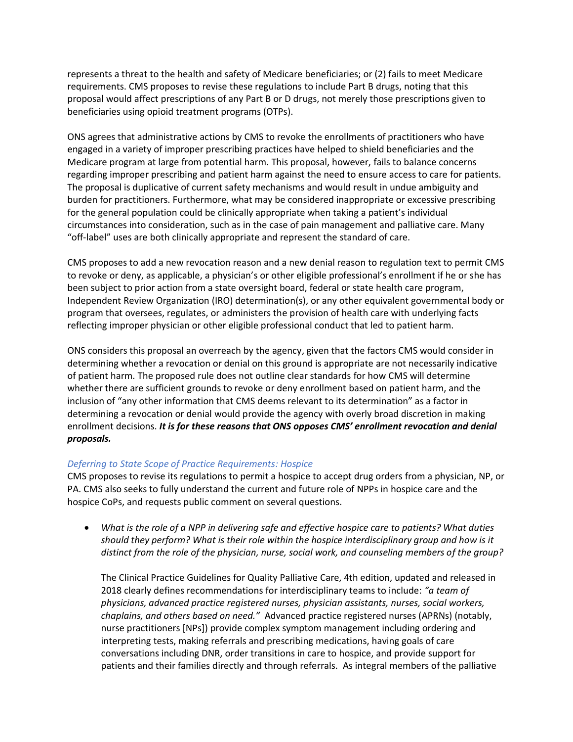represents a threat to the health and safety of Medicare beneficiaries; or (2) fails to meet Medicare requirements. CMS proposes to revise these regulations to include Part B drugs, noting that this proposal would affect prescriptions of any Part B or D drugs, not merely those prescriptions given to beneficiaries using opioid treatment programs (OTPs).

ONS agrees that administrative actions by CMS to revoke the enrollments of practitioners who have engaged in a variety of improper prescribing practices have helped to shield beneficiaries and the Medicare program at large from potential harm. This proposal, however, fails to balance concerns regarding improper prescribing and patient harm against the need to ensure access to care for patients. The proposal is duplicative of current safety mechanisms and would result in undue ambiguity and burden for practitioners. Furthermore, what may be considered inappropriate or excessive prescribing for the general population could be clinically appropriate when taking a patient's individual circumstances into consideration, such as in the case of pain management and palliative care. Many "off-label" uses are both clinically appropriate and represent the standard of care.

CMS proposes to add a new revocation reason and a new denial reason to regulation text to permit CMS to revoke or deny, as applicable, a physician's or other eligible professional's enrollment if he or she has been subject to prior action from a state oversight board, federal or state health care program, Independent Review Organization (IRO) determination(s), or any other equivalent governmental body or program that oversees, regulates, or administers the provision of health care with underlying facts reflecting improper physician or other eligible professional conduct that led to patient harm.

ONS considers this proposal an overreach by the agency, given that the factors CMS would consider in determining whether a revocation or denial on this ground is appropriate are not necessarily indicative of patient harm. The proposed rule does not outline clear standards for how CMS will determine whether there are sufficient grounds to revoke or deny enrollment based on patient harm, and the inclusion of "any other information that CMS deems relevant to its determination" as a factor in determining a revocation or denial would provide the agency with overly broad discretion in making enrollment decisions. ***It is for these reasons that ONS opposes CMS' enrollment revocation and denial proposals.***

*Deferring to State Scope of Practice Requirements: Hospice*

CMS proposes to revise its regulations to permit a hospice to accept drug orders from a physician, NP, or PA. CMS also seeks to fully understand the current and future role of NPPs in hospice care and the hospice CoPs, and requests public comment on several questions.

- *What is the role of a NPP in delivering safe and effective hospice care to patients? What duties should they perform? What is their role within the hospice interdisciplinary group and how is it distinct from the role of the physician, nurse, social work, and counseling members of the group?*

  The Clinical Practice Guidelines for Quality Palliative Care, 4th edition, updated and released in 2018 clearly defines recommendations for interdisciplinary teams to include: *"a team of physicians, advanced practice registered nurses, physician assistants, nurses, social workers, chaplains, and others based on need."* Advanced practice registered nurses (APRNs) (notably, nurse practitioners [NPs]) provide complex symptom management including ordering and interpreting tests, making referrals and prescribing medications, having goals of care conversations including DNR, order transitions in care to hospice, and provide support for patients and their families directly and through referrals. As integral members of the palliative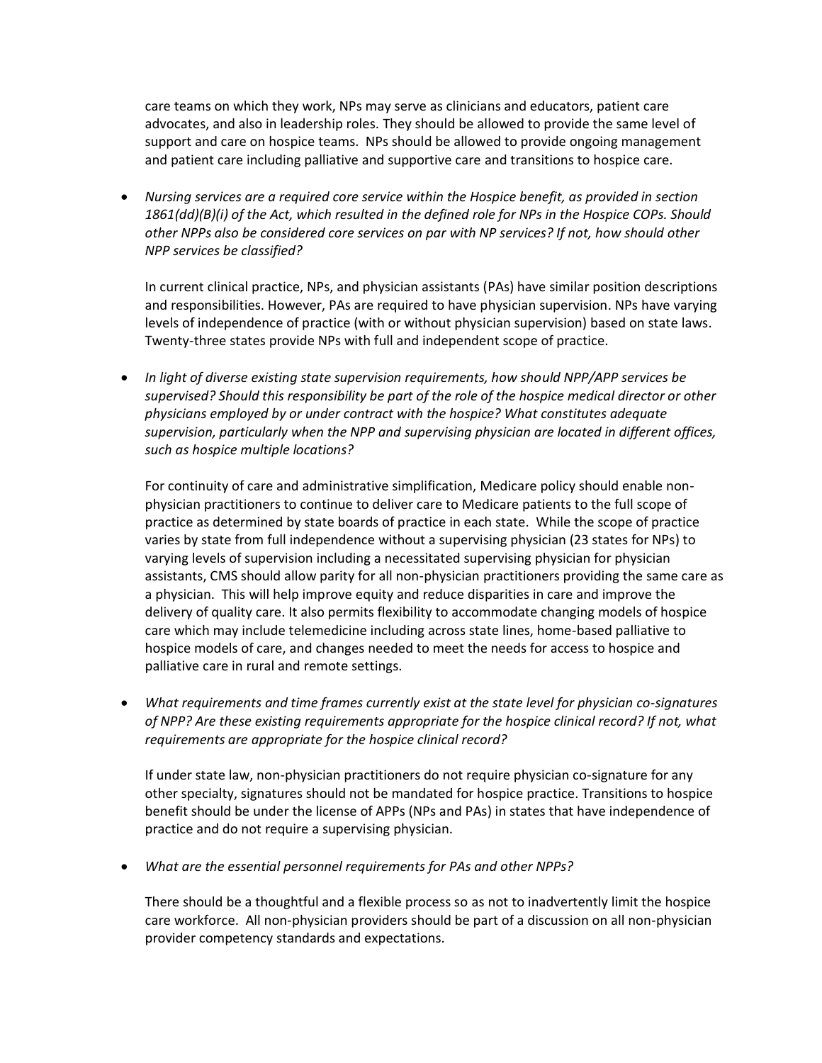care teams on which they work, NPs may serve as clinicians and educators, patient care advocates, and also in leadership roles. They should be allowed to provide the same level of support and care on hospice teams. NPs should be allowed to provide ongoing management and patient care including palliative and supportive care and transitions to hospice care.

- *Nursing services are a required core service within the Hospice benefit, as provided in section 1861(dd)(B)(i) of the Act, which resulted in the defined role for NPs in the Hospice COPs. Should other NPPs also be considered core services on par with NP services? If not, how should other NPP services be classified?*

  In current clinical practice, NPs, and physician assistants (PAs) have similar position descriptions and responsibilities. However, PAs are required to have physician supervision. NPs have varying levels of independence of practice (with or without physician supervision) based on state laws. Twenty-three states provide NPs with full and independent scope of practice.

- *In light of diverse existing state supervision requirements, how should NPP/APP services be supervised? Should this responsibility be part of the role of the hospice medical director or other physicians employed by or under contract with the hospice? What constitutes adequate supervision, particularly when the NPP and supervising physician are located in different offices, such as hospice multiple locations?*

  For continuity of care and administrative simplification, Medicare policy should enable non-physician practitioners to continue to deliver care to Medicare patients to the full scope of practice as determined by state boards of practice in each state. While the scope of practice varies by state from full independence without a supervising physician (23 states for NPs) to varying levels of supervision including a necessitated supervising physician for physician assistants, CMS should allow parity for all non-physician practitioners providing the same care as a physician. This will help improve equity and reduce disparities in care and improve the delivery of quality care. It also permits flexibility to accommodate changing models of hospice care which may include telemedicine including across state lines, home-based palliative to hospice models of care, and changes needed to meet the needs for access to hospice and palliative care in rural and remote settings.

- *What requirements and time frames currently exist at the state level for physician co-signatures of NPP? Are these existing requirements appropriate for the hospice clinical record? If not, what requirements are appropriate for the hospice clinical record?*

  If under state law, non-physician practitioners do not require physician co-signature for any other specialty, signatures should not be mandated for hospice practice. Transitions to hospice benefit should be under the license of APPs (NPs and PAs) in states that have independence of practice and do not require a supervising physician.

- *What are the essential personnel requirements for PAs and other NPPs?*

  There should be a thoughtful and a flexible process so as not to inadvertently limit the hospice care workforce. All non-physician providers should be part of a discussion on all non-physician provider competency standards and expectations.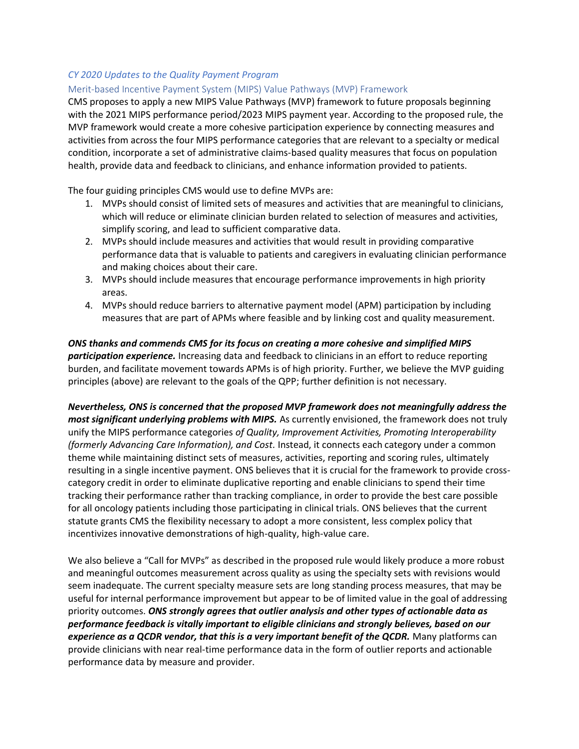*CY 2020 Updates to the Quality Payment Program*

Merit-based Incentive Payment System (MIPS) Value Pathways (MVP) Framework

CMS proposes to apply a new MIPS Value Pathways (MVP) framework to future proposals beginning with the 2021 MIPS performance period/2023 MIPS payment year. According to the proposed rule, the MVP framework would create a more cohesive participation experience by connecting measures and activities from across the four MIPS performance categories that are relevant to a specialty or medical condition, incorporate a set of administrative claims-based quality measures that focus on population health, provide data and feedback to clinicians, and enhance information provided to patients.

The four guiding principles CMS would use to define MVPs are:

1. MVPs should consist of limited sets of measures and activities that are meaningful to clinicians, which will reduce or eliminate clinician burden related to selection of measures and activities, simplify scoring, and lead to sufficient comparative data.
2. MVPs should include measures and activities that would result in providing comparative performance data that is valuable to patients and caregivers in evaluating clinician performance and making choices about their care.
3. MVPs should include measures that encourage performance improvements in high priority areas.
4. MVPs should reduce barriers to alternative payment model (APM) participation by including measures that are part of APMs where feasible and by linking cost and quality measurement.

***ONS thanks and commends CMS for its focus on creating a more cohesive and simplified MIPS participation experience.*** Increasing data and feedback to clinicians in an effort to reduce reporting burden, and facilitate movement towards APMs is of high priority. Further, we believe the MVP guiding principles (above) are relevant to the goals of the QPP; further definition is not necessary.

***Nevertheless, ONS is concerned that the proposed MVP framework does not meaningfully address the most significant underlying problems with MIPS.*** As currently envisioned, the framework does not truly unify the MIPS performance categories *of Quality, Improvement Activities, Promoting Interoperability (formerly Advancing Care Information), and Cost.* Instead, it connects each category under a common theme while maintaining distinct sets of measures, activities, reporting and scoring rules, ultimately resulting in a single incentive payment. ONS believes that it is crucial for the framework to provide cross-category credit in order to eliminate duplicative reporting and enable clinicians to spend their time tracking their performance rather than tracking compliance, in order to provide the best care possible for all oncology patients including those participating in clinical trials. ONS believes that the current statute grants CMS the flexibility necessary to adopt a more consistent, less complex policy that incentivizes innovative demonstrations of high-quality, high-value care.

We also believe a "Call for MVPs" as described in the proposed rule would likely produce a more robust and meaningful outcomes measurement across quality as using the specialty sets with revisions would seem inadequate. The current specialty measure sets are long standing process measures, that may be useful for internal performance improvement but appear to be of limited value in the goal of addressing priority outcomes. ***ONS strongly agrees that outlier analysis and other types of actionable data as performance feedback is vitally important to eligible clinicians and strongly believes, based on our experience as a QCDR vendor, that this is a very important benefit of the QCDR.*** Many platforms can provide clinicians with near real-time performance data in the form of outlier reports and actionable performance data by measure and provider.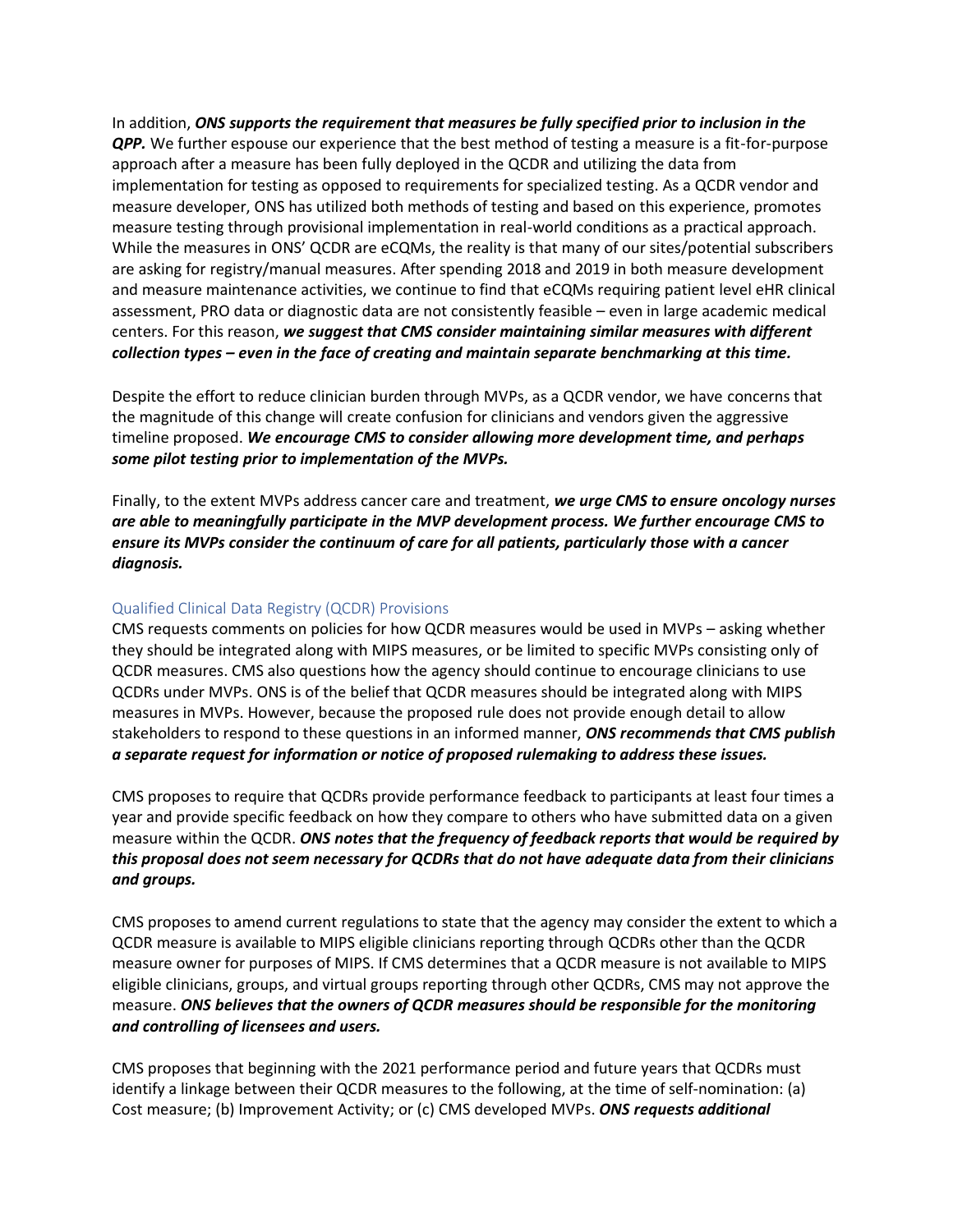In addition, ***ONS supports the requirement that measures be fully specified prior to inclusion in the QPP.*** We further espouse our experience that the best method of testing a measure is a fit-for-purpose approach after a measure has been fully deployed in the QCDR and utilizing the data from implementation for testing as opposed to requirements for specialized testing. As a QCDR vendor and measure developer, ONS has utilized both methods of testing and based on this experience, promotes measure testing through provisional implementation in real-world conditions as a practical approach. While the measures in ONS' QCDR are eCQMs, the reality is that many of our sites/potential subscribers are asking for registry/manual measures. After spending 2018 and 2019 in both measure development and measure maintenance activities, we continue to find that eCQMs requiring patient level eHR clinical assessment, PRO data or diagnostic data are not consistently feasible – even in large academic medical centers. For this reason, ***we suggest that CMS consider maintaining similar measures with different collection types – even in the face of creating and maintain separate benchmarking at this time.***

Despite the effort to reduce clinician burden through MVPs, as a QCDR vendor, we have concerns that the magnitude of this change will create confusion for clinicians and vendors given the aggressive timeline proposed. ***We encourage CMS to consider allowing more development time, and perhaps some pilot testing prior to implementation of the MVPs.***

Finally, to the extent MVPs address cancer care and treatment, ***we urge CMS to ensure oncology nurses are able to meaningfully participate in the MVP development process. We further encourage CMS to ensure its MVPs consider the continuum of care for all patients, particularly those with a cancer diagnosis.***

### Qualified Clinical Data Registry (QCDR) Provisions

CMS requests comments on policies for how QCDR measures would be used in MVPs – asking whether they should be integrated along with MIPS measures, or be limited to specific MVPs consisting only of QCDR measures. CMS also questions how the agency should continue to encourage clinicians to use QCDRs under MVPs. ONS is of the belief that QCDR measures should be integrated along with MIPS measures in MVPs. However, because the proposed rule does not provide enough detail to allow stakeholders to respond to these questions in an informed manner, ***ONS recommends that CMS publish a separate request for information or notice of proposed rulemaking to address these issues.***

CMS proposes to require that QCDRs provide performance feedback to participants at least four times a year and provide specific feedback on how they compare to others who have submitted data on a given measure within the QCDR. ***ONS notes that the frequency of feedback reports that would be required by this proposal does not seem necessary for QCDRs that do not have adequate data from their clinicians and groups.***

CMS proposes to amend current regulations to state that the agency may consider the extent to which a QCDR measure is available to MIPS eligible clinicians reporting through QCDRs other than the QCDR measure owner for purposes of MIPS. If CMS determines that a QCDR measure is not available to MIPS eligible clinicians, groups, and virtual groups reporting through other QCDRs, CMS may not approve the measure. ***ONS believes that the owners of QCDR measures should be responsible for the monitoring and controlling of licensees and users.***

CMS proposes that beginning with the 2021 performance period and future years that QCDRs must identify a linkage between their QCDR measures to the following, at the time of self-nomination: (a) Cost measure; (b) Improvement Activity; or (c) CMS developed MVPs. ***ONS requests additional***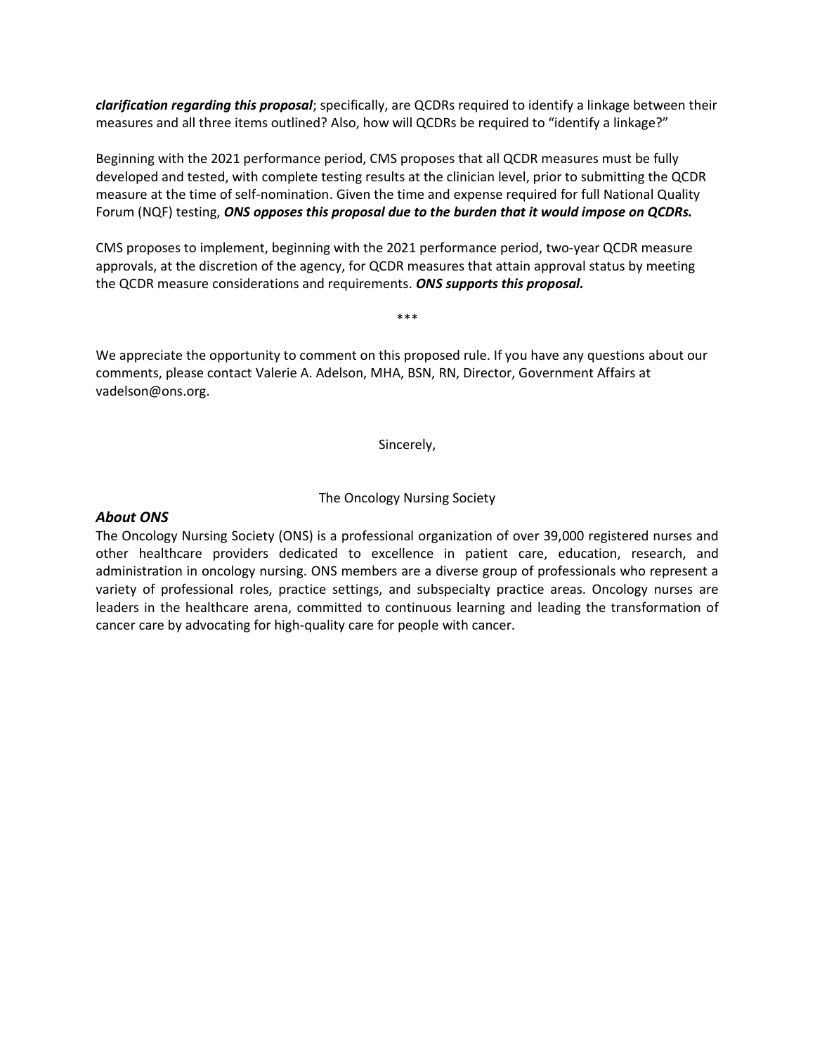***clarification regarding this proposal***; specifically, are QCDRs required to identify a linkage between their measures and all three items outlined? Also, how will QCDRs be required to "identify a linkage?"

Beginning with the 2021 performance period, CMS proposes that all QCDR measures must be fully developed and tested, with complete testing results at the clinician level, prior to submitting the QCDR measure at the time of self-nomination. Given the time and expense required for full National Quality Forum (NQF) testing, ***ONS opposes this proposal due to the burden that it would impose on QCDRs.***

CMS proposes to implement, beginning with the 2021 performance period, two-year QCDR measure approvals, at the discretion of the agency, for QCDR measures that attain approval status by meeting the QCDR measure considerations and requirements. ***ONS supports this proposal.***

***

We appreciate the opportunity to comment on this proposed rule. If you have any questions about our comments, please contact Valerie A. Adelson, MHA, BSN, RN, Director, Government Affairs at vadelson@ons.org.

Sincerely,

The Oncology Nursing Society

### *About ONS*

The Oncology Nursing Society (ONS) is a professional organization of over 39,000 registered nurses and other healthcare providers dedicated to excellence in patient care, education, research, and administration in oncology nursing. ONS members are a diverse group of professionals who represent a variety of professional roles, practice settings, and subspecialty practice areas. Oncology nurses are leaders in the healthcare arena, committed to continuous learning and leading the transformation of cancer care by advocating for high-quality care for people with cancer.